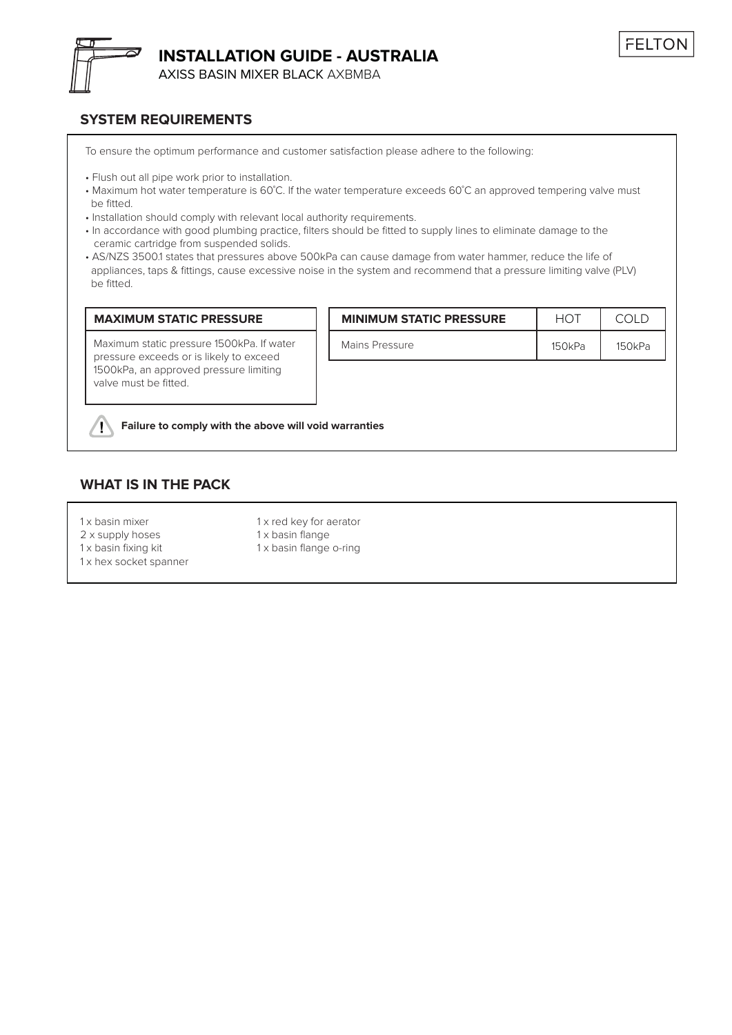# INSTALLATION GUIDE - AUSTRALIA

AXISS BASIN MIXER BLACK AXBMBA

FELTON

## SYSTEM REQUIREMENTS

To ensure the optimum performance and customer satisfaction please adhere to the following:

- Flush out all pipe work prior to installation.
- Maximum hot water temperature is 60˚C. If the water temperature exceeds 60˚C an approved tempering valve must be fitted.
- Installation should comply with relevant local authority requirements.
- In accordance with good plumbing practice, filters should be fitted to supply lines to eliminate damage to the ceramic cartridge from suspended solids.
- AS/NZS 3500.1 states that pressures above 500kPa can cause damage from water hammer, reduce the life of appliances, taps & fittings, cause excessive noise in the system and recommend that a pressure limiting valve (PLV) be fitted.

| MAXIMUM STATIC PRESSURE |
| --- |
| Maximum static pressure 1500kPa. If water pressure exceeds or is likely to exceed 1500kPa, an approved pressure limiting valve must be fitted. |

| MINIMUM STATIC PRESSURE | HOT | COLD |
| --- | --- | --- |
| Mains Pressure | 150kPa | 150kPa |

**Failure to comply with the above will void warranties**

## WHAT IS IN THE PACK

1 x basin mixer
2 x supply hoses
1 x basin fixing kit
1 x hex socket spanner
1 x red key for aerator
1 x basin flange
1 x basin flange o-ring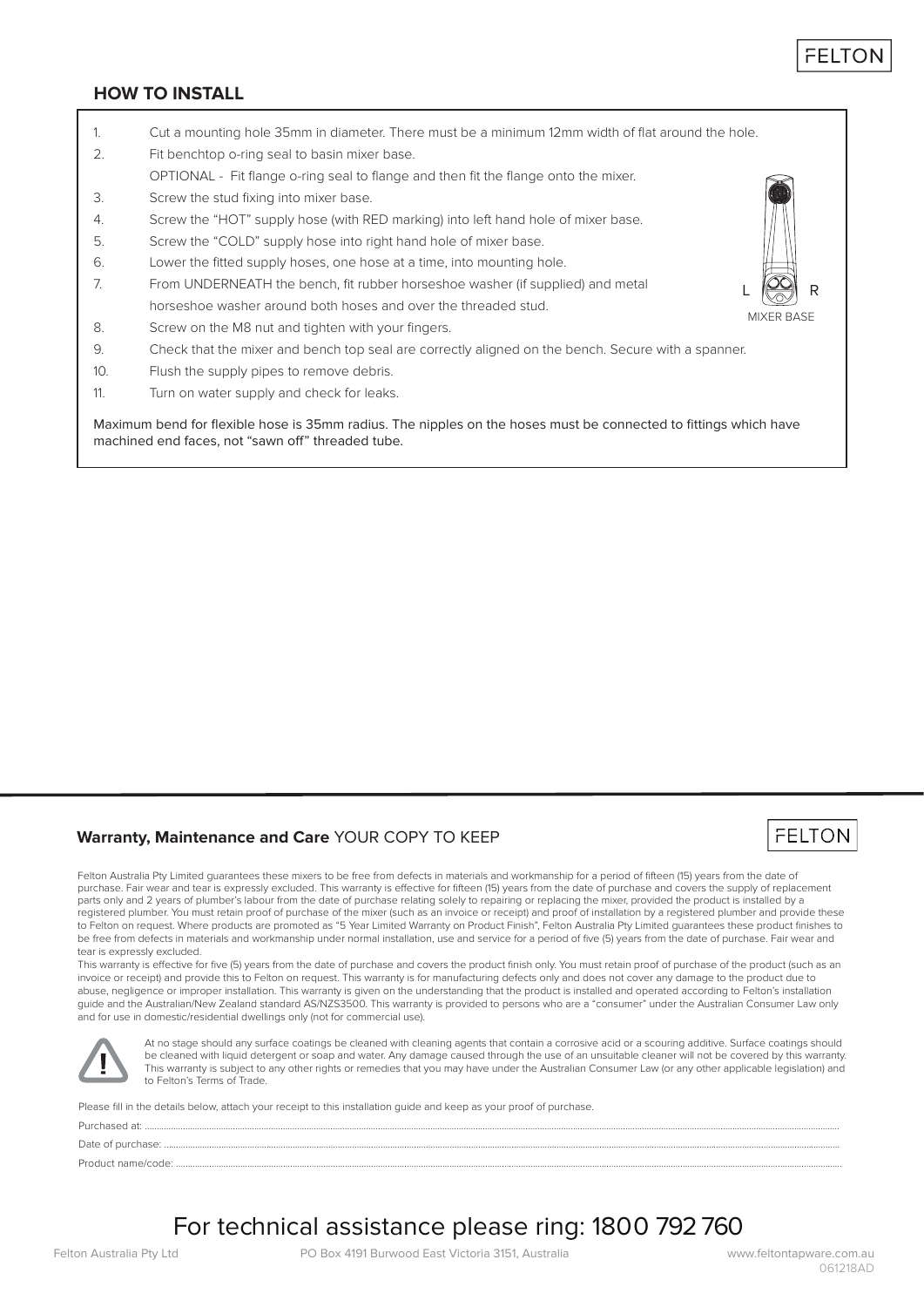## HOW TO INSTALL

1. Cut a mounting hole 35mm in diameter. There must be a minimum 12mm width of flat around the hole.
2. Fit benchtop o-ring seal to basin mixer base.
   OPTIONAL - Fit flange o-ring seal to flange and then fit the flange onto the mixer.
3. Screw the stud fixing into mixer base.
4. Screw the "HOT" supply hose (with RED marking) into left hand hole of mixer base.
5. Screw the "COLD" supply hose into right hand hole of mixer base.
6. Lower the fitted supply hoses, one hose at a time, into mounting hole.
7. From UNDERNEATH the bench, fit rubber horseshoe washer (if supplied) and metal horseshoe washer around both hoses and over the threaded stud.
8. Screw on the M8 nut and tighten with your fingers.
9. Check that the mixer and bench top seal are correctly aligned on the bench. Secure with a spanner.
10. Flush the supply pipes to remove debris.
11. Turn on water supply and check for leaks.

L R

MIXER BASE

Maximum bend for flexible hose is 35mm radius. The nipples on the hoses must be connected to fittings which have machined end faces, not "sawn off" threaded tube.

---

## **Warranty, Maintenance and Care** YOUR COPY TO KEEP

FELTON

Felton Australia Pty Limited guarantees these mixers to be free from defects in materials and workmanship for a period of fifteen (15) years from the date of purchase. Fair wear and tear is expressly excluded. This warranty is effective for fifteen (15) years from the date of purchase and covers the supply of replacement parts only and 2 years of plumber's labour from the date of purchase relating solely to repairing or replacing the mixer, provided the product is installed by a registered plumber. You must retain proof of purchase of the mixer (such as an invoice or receipt) and proof of installation by a registered plumber and provide these to Felton on request. Where products are promoted as "5 Year Limited Warranty on Product Finish", Felton Australia Pty Limited guarantees these product finishes to be free from defects in materials and workmanship under normal installation, use and service for a period of five (5) years from the date of purchase. Fair wear and tear is expressly excluded.
This warranty is effective for five (5) years from the date of purchase and covers the product finish only. You must retain proof of purchase of the product (such as an invoice or receipt) and provide this to Felton on request. This warranty is for manufacturing defects only and does not cover any damage to the product due to abuse, negligence or improper installation. This warranty is given on the understanding that the product is installed and operated according to Felton's installation guide and the Australian/New Zealand standard AS/NZS3500. This warranty is provided to persons who are a "consumer" under the Australian Consumer Law only and for use in domestic/residential dwellings only (not for commercial use).

At no stage should any surface coatings be cleaned with cleaning agents that contain a corrosive acid or a scouring additive. Surface coatings should be cleaned with liquid detergent or soap and water. Any damage caused through the use of an unsuitable cleaner will not be covered by this warranty. This warranty is subject to any other rights or remedies that you may have under the Australian Consumer Law (or any other applicable legislation) and to Felton's Terms of Trade.

Please fill in the details below, attach your receipt to this installation guide and keep as your proof of purchase.

Purchased at: ..............................................................................

Date of purchase: ..............................................................................

Product name/code: ..............................................................................

# For technical assistance please ring: 1800 792 760

Felton Australia Pty Ltd PO Box 4191 Burwood East Victoria 3151, Australia www.feltontapware.com.au

061218AD